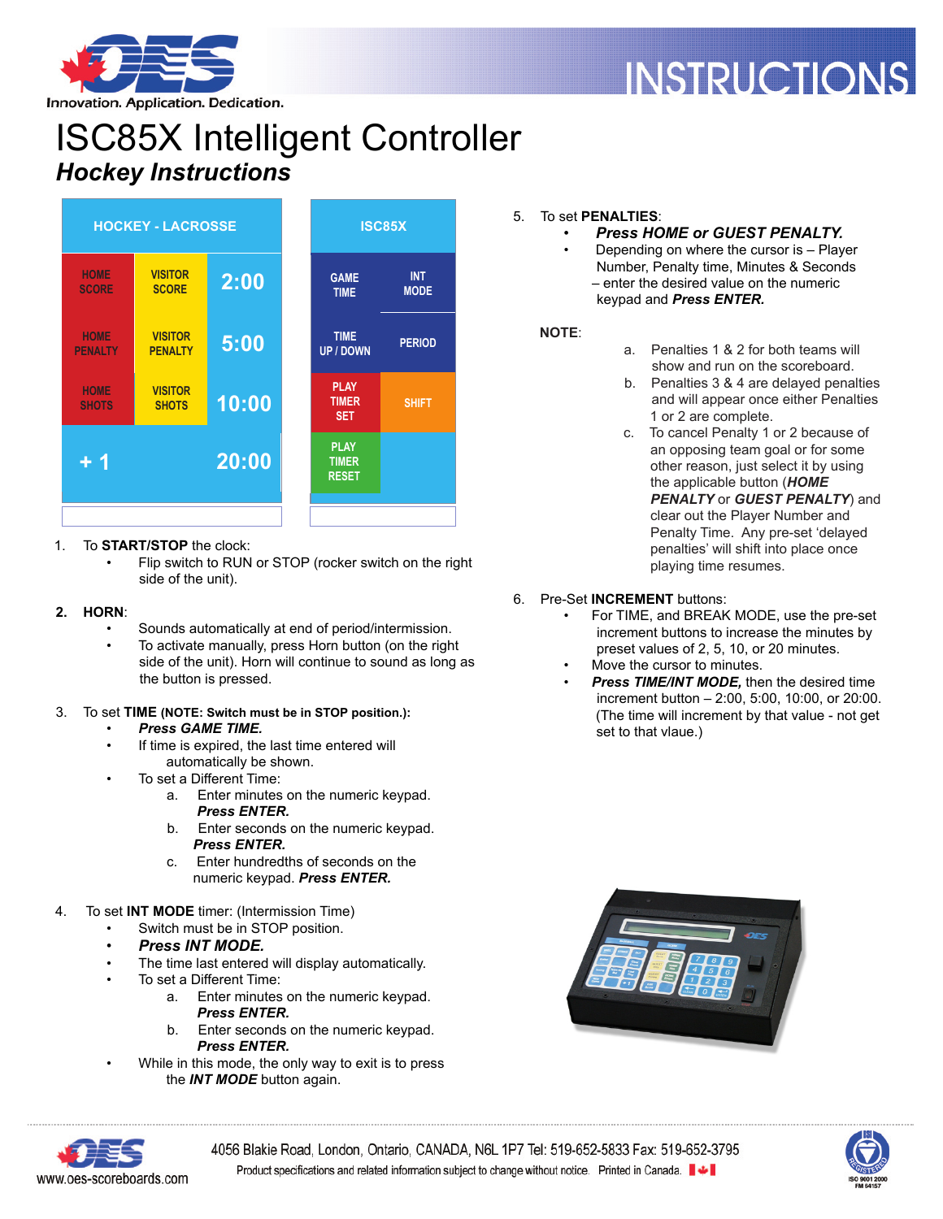# ISC85X Intelligent Controller

## *Hockey Instructions*

| HOCKEY - LACROSSE | | |
|---|---|---|
| HOME SCORE | VISITOR SCORE | 2:00 |
| HOME PENALTY | VISITOR PENALTY | 5:00 |
| HOME SHOTS | VISITOR SHOTS | 10:00 |
| + 1 | | 20:00 |

| ISC85X | |
|---|---|
| GAME TIME | INT MODE |
| TIME UP / DOWN | PERIOD |
| PLAY TIMER SET | SHIFT |
| PLAY TIMER RESET | |

1. To **START/STOP** the clock:
   - Flip switch to RUN or STOP (rocker switch on the right side of the unit).

2. **HORN**:
   - Sounds automatically at end of period/intermission.
   - To activate manually, press Horn button (on the right side of the unit). Horn will continue to sound as long as the button is pressed.

3. To set **TIME** **(NOTE: Switch must be in STOP position.)**:
   - ***Press GAME TIME.***
   - If time is expired, the last time entered will automatically be shown.
   - To set a Different Time:
     a. Enter minutes on the numeric keypad. ***Press ENTER.***
     b. Enter seconds on the numeric keypad. ***Press ENTER.***
     c. Enter hundredths of seconds on the numeric keypad. ***Press ENTER.***

4. To set **INT MODE** timer: (Intermission Time)
   - Switch must be in STOP position.
   - ***Press INT MODE.***
   - The time last entered will display automatically.
   - To set a Different Time:
     a. Enter minutes on the numeric keypad. ***Press ENTER.***
     b. Enter seconds on the numeric keypad. ***Press ENTER.***
   - While in this mode, the only way to exit is to press the ***INT MODE*** button again.

5. To set **PENALTIES**:
   - ***Press HOME or GUEST PENALTY.***
   - Depending on where the cursor is – Player Number, Penalty time, Minutes & Seconds – enter the desired value on the numeric keypad and ***Press ENTER.***

**NOTE**:

a. Penalties 1 & 2 for both teams will show and run on the scoreboard.
b. Penalties 3 & 4 are delayed penalties and will appear once either Penalties 1 or 2 are complete.
c. To cancel Penalty 1 or 2 because of an opposing team goal or for some other reason, just select it by using the applicable button (***HOME PENALTY*** or ***GUEST PENALTY***) and clear out the Player Number and Penalty Time. Any pre-set 'delayed penalties' will shift into place once playing time resumes.

6. Pre-Set **INCREMENT** buttons:
   - For TIME, and BREAK MODE, use the pre-set increment buttons to increase the minutes by preset values of 2, 5, 10, or 20 minutes.
   - Move the cursor to minutes.
   - ***Press TIME/INT MODE,*** then the desired time increment button – 2:00, 5:00, 10:00, or 20:00. (The time will increment by that value - not get set to that vlaue.)

4056 Blakie Road, London, Ontario, CANADA, N6L 1P7 Tel: 519-652-5833 Fax: 519-652-3795
Product specifications and related information subject to change without notice. Printed in Canada.
www.oes-scoreboards.com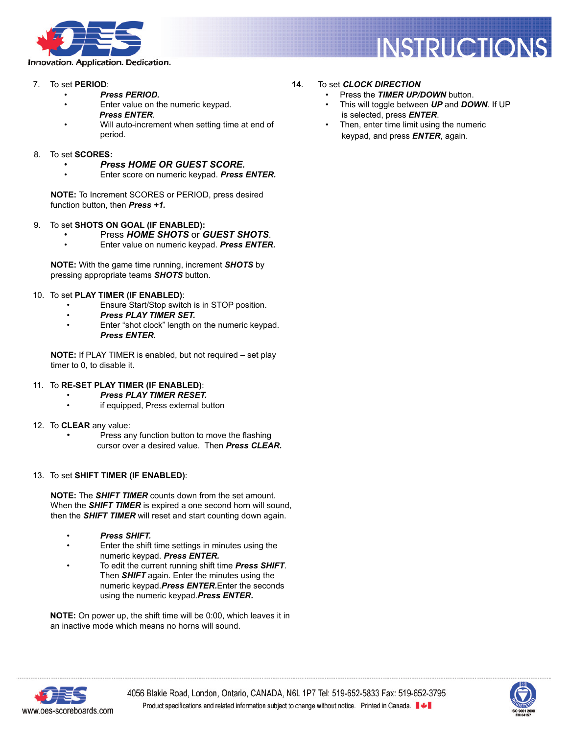7. To set **PERIOD**:
   - ***Press PERIOD.***
   - Enter value on the numeric keypad. ***Press ENTER***.
   - Will auto-increment when setting time at end of period.

8. To set **SCORES:**
   - ***Press HOME OR GUEST SCORE.***
   - Enter score on numeric keypad. ***Press ENTER.***

   **NOTE:** To Increment SCORES or PERIOD, press desired function button, then ***Press +1.***

9. To set **SHOTS ON GOAL (IF ENABLED):**
   - Press ***HOME SHOTS*** or ***GUEST SHOTS***.
   - Enter value on numeric keypad. ***Press ENTER.***

   **NOTE:** With the game time running, increment ***SHOTS*** by pressing appropriate teams ***SHOTS*** button.

10. To set **PLAY TIMER (IF ENABLED)**:
    - Ensure Start/Stop switch is in STOP position.
    - ***Press PLAY TIMER SET.***
    - Enter "shot clock" length on the numeric keypad. ***Press ENTER.***

    **NOTE:** If PLAY TIMER is enabled, but not required – set play timer to 0, to disable it.

11. To **RE-SET PLAY TIMER (IF ENABLED)**:
    - ***Press PLAY TIMER RESET.***
    - if equipped, Press external button

12. To **CLEAR** any value:
    - Press any function button to move the flashing cursor over a desired value. Then ***Press CLEAR.***

13. To set **SHIFT TIMER (IF ENABLED)**:

    **NOTE:** The ***SHIFT TIMER*** counts down from the set amount. When the ***SHIFT TIMER*** is expired a one second horn will sound, then the ***SHIFT TIMER*** will reset and start counting down again.

    - ***Press SHIFT.***
    - Enter the shift time settings in minutes using the numeric keypad. ***Press ENTER.***
    - To edit the current running shift time ***Press SHIFT***. Then ***SHIFT*** again. Enter the minutes using the numeric keypad.***Press ENTER.***Enter the seconds using the numeric keypad.***Press ENTER.***

    **NOTE:** On power up, the shift time will be 0:00, which leaves it in an inactive mode which means no horns will sound.

**14.** To set ***CLOCK DIRECTION***
   - Press the ***TIMER UP/DOWN*** button.
   - This will toggle between ***UP*** and ***DOWN***. If UP is selected, press ***ENTER***.
   - Then, enter time limit using the numeric keypad, and press ***ENTER***, again.